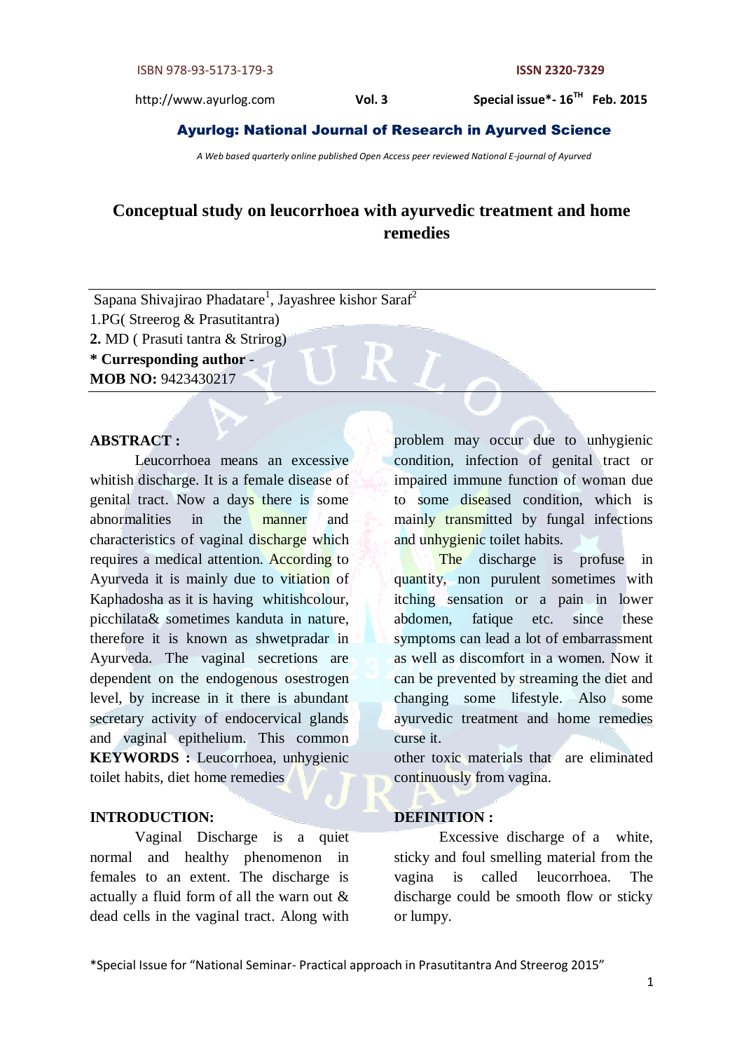# Conceptual study on leucorrhoea with ayurvedic treatment and home remedies

Sapana Shivajirao Phadatare[1], Jayashree kishor Saraf[2]

1.PG( Streerog & Prasutitantra)

**2.** MD ( Prasuti tantra & Striog)

**\* Curresponding author -**

**MOB NO:** 9423430217

## ABSTRACT :

Leucorrhoea means an excessive whitish discharge. It is a female disease of genital tract. Now a days there is some abnormalities in the manner and characteristics of vaginal discharge which requires a medical attention. According to Ayurveda it is mainly due to vitiation of Kaphadosha as it is having whitishcolour, picchilata& sometimes kanduta in nature, therefore it is known as shwetpradar in Ayurveda. The vaginal secretions are dependent on the endogenous osestrogen level, by increase in it there is abundant secretary activity of endocervical glands and vaginal epithelium. This common problem may occur due to unhygienic condition, infection of genital tract or impaired immune function of woman due to some diseased condition, which is mainly transmitted by fungal infections and unhygienic toilet habits.

The discharge is profuse in quantity, non purulent sometimes with itching sensation or a pain in lower abdomen, fatique etc. since these symptoms can lead a lot of embarrassment as well as discomfort in a women. Now it can be prevented by streaming the diet and changing some lifestyle. Also some ayurvedic treatment and home remedies curse it.

**KEYWORDS :** Leucorrhoea, unhygienic toilet habits, diet home remedies

## INTRODUCTION:

Vaginal Discharge is a quiet normal and healthy phenomenon in females to an extent. The discharge is actually a fluid form of all the warn out & dead cells in the vaginal tract. Along with other toxic materials that are eliminated continuously from vagina.

## DEFINITION :

Excessive discharge of a white, sticky and foul smelling material from the vagina is called leucorrhoea. The discharge could be smooth flow or sticky or lumpy.

\*Special Issue for "National Seminar- Practical approach in Prasutitantra And Streerog 2015"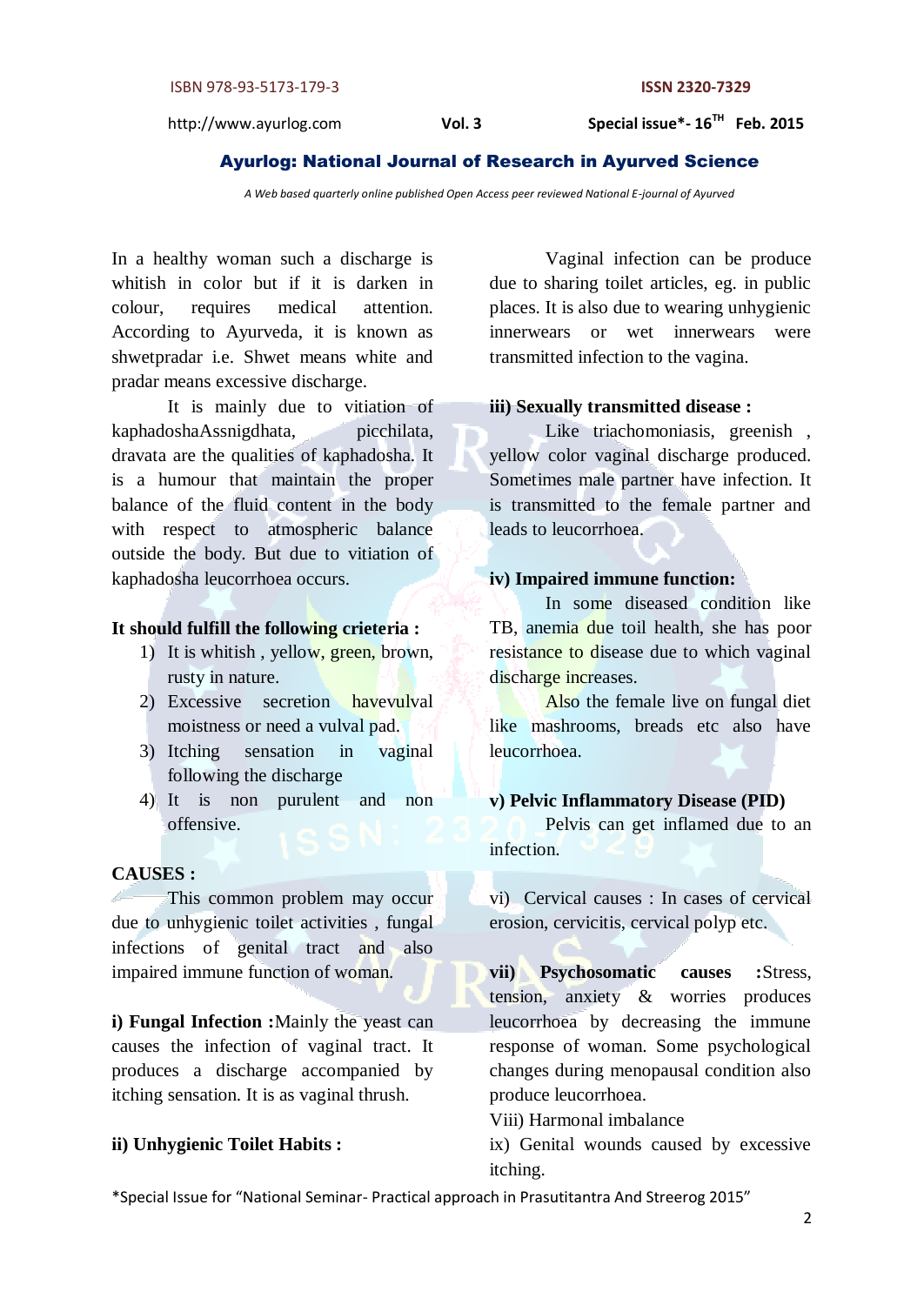In a healthy woman such a discharge is whitish in color but if it is darken in colour, requires medical attention. According to Ayurveda, it is known as shwetpradar i.e. Shwet means white and pradar means excessive discharge.

It is mainly due to vitiation of kaphadoshaAssnigdhata, picchilata, dravata are the qualities of kaphadosha. It is a humour that maintain the proper balance of the fluid content in the body with respect to atmospheric balance outside the body. But due to vitiation of kaphadosha leucorrhoea occurs.

**It should fulfill the following crieteria :**

1) It is whitish , yellow, green, brown, rusty in nature.
2) Excessive secretion havevulval moistness or need a vulval pad.
3) Itching sensation in vaginal following the discharge
4) It is non purulent and non offensive.

**CAUSES :**

This common problem may occur due to unhygienic toilet activities , fungal infections of genital tract and also impaired immune function of woman.

**i) Fungal Infection :**Mainly the yeast can causes the infection of vaginal tract. It produces a discharge accompanied by itching sensation. It is as vaginal thrush.

**ii) Unhygienic Toilet Habits :**

Vaginal infection can be produce due to sharing toilet articles, eg. in public places. It is also due to wearing unhygienic innerwears or wet innerwears were transmitted infection to the vagina.

**iii) Sexually transmitted disease :**

Like triachomoniasis, greenish , yellow color vaginal discharge produced. Sometimes male partner have infection. It is transmitted to the female partner and leads to leucorrhoea.

**iv) Impaired immune function:**

In some diseased condition like TB, anemia due toil health, she has poor resistance to disease due to which vaginal discharge increases.

Also the female live on fungal diet like mashrooms, breads etc also have leucorrhoea.

**v) Pelvic Inflammatory Disease (PID)**

Pelvis can get inflamed due to an infection.

vi) Cervical causes : In cases of cervical erosion, cervicitis, cervical polyp etc.

**vii) Psychosomatic causes :**Stress, tension, anxiety & worries produces leucorrhoea by decreasing the immune response of woman. Some psychological changes during menopausal condition also produce leucorrhoea.

Viii) Harmonal imbalance

ix) Genital wounds caused by excessive itching.

*Special Issue for "National Seminar- Practical approach in Prasutitantra And Streerog 2015"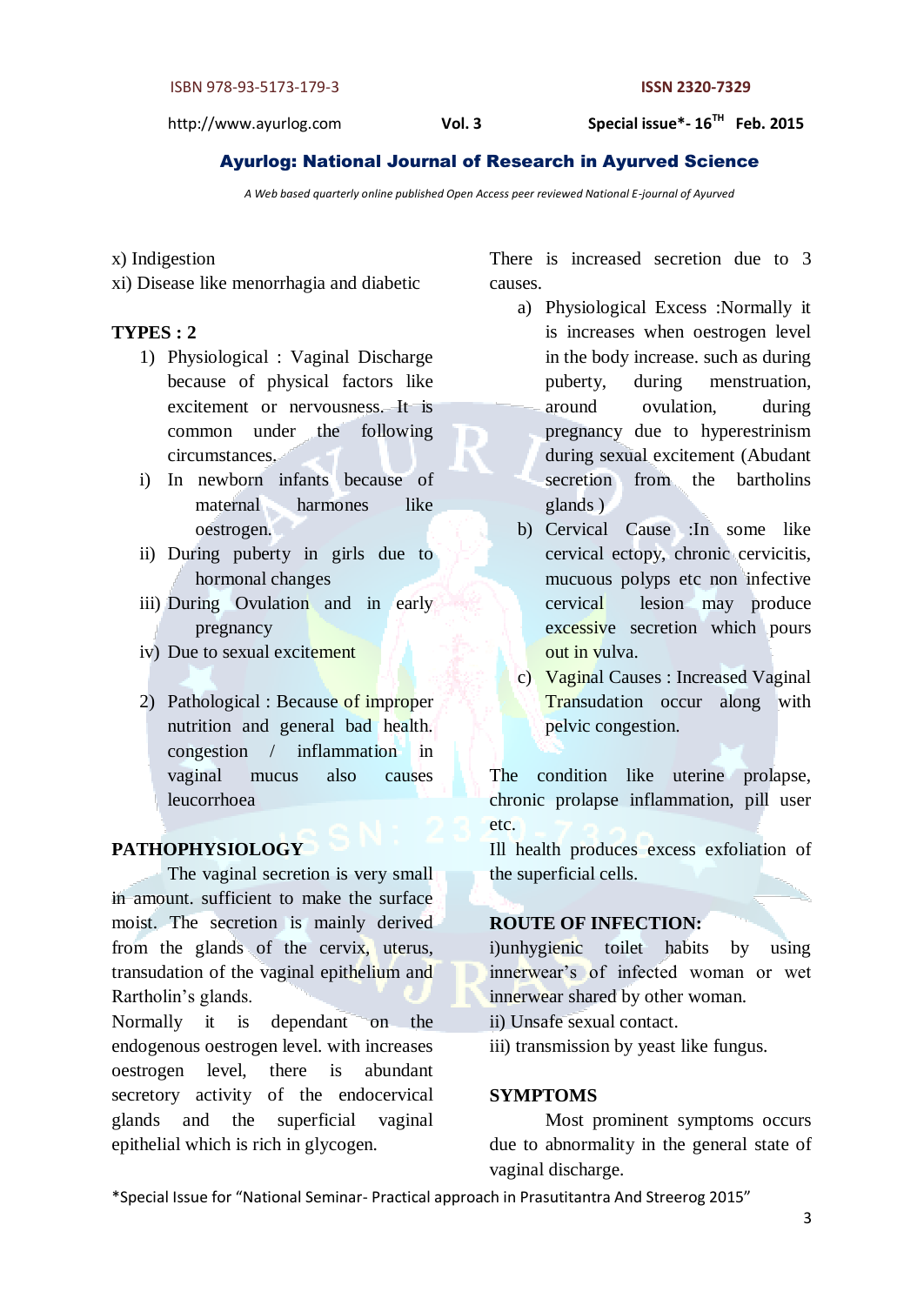x) Indigestion

xi) Disease like menorrhagia and diabetic

**TYPES : 2**

1) Physiological : Vaginal Discharge because of physical factors like excitement or nervousness. It is common under the following circumstances.

i) In newborn infants because of maternal harmones like oestrogen.

ii) During puberty in girls due to hormonal changes

iii) During Ovulation and in early pregnancy

iv) Due to sexual excitement

2) Pathological : Because of improper nutrition and general bad health. congestion / inflammation in vaginal mucus also causes leucorrhoea

**PATHOPHYSIOLOGY**

The vaginal secretion is very small in amount. sufficient to make the surface moist. The secretion is mainly derived from the glands of the cervix, uterus, transudation of the vaginal epithelium and Rartholin's glands.

Normally it is dependant on the endogenous oestrogen level. with increases oestrogen level, there is abundant secretory activity of the endocervical glands and the superficial vaginal epithelial which is rich in glycogen.

There is increased secretion due to 3 causes.

a) Physiological Excess :Normally it is increases when oestrogen level in the body increase. such as during puberty, during menstruation, around ovulation, during pregnancy due to hyperestrinism during sexual excitement (Abudant secretion from the bartholins glands )

b) Cervical Cause :In some like cervical ectopy, chronic cervicitis, mucuous polyps etc non infective cervical lesion may produce excessive secretion which pours out in vulva.

c) Vaginal Causes : Increased Vaginal Transudation occur along with pelvic congestion.

The condition like uterine prolapse, chronic prolapse inflammation, pill user etc.

Ill health produces excess exfoliation of the superficial cells.

**ROUTE OF INFECTION:**

i)unhygienic toilet habits by using innerwear's of infected woman or wet innerwear shared by other woman.

ii) Unsafe sexual contact.

iii) transmission by yeast like fungus.

**SYMPTOMS**

Most prominent symptoms occurs due to abnormality in the general state of vaginal discharge.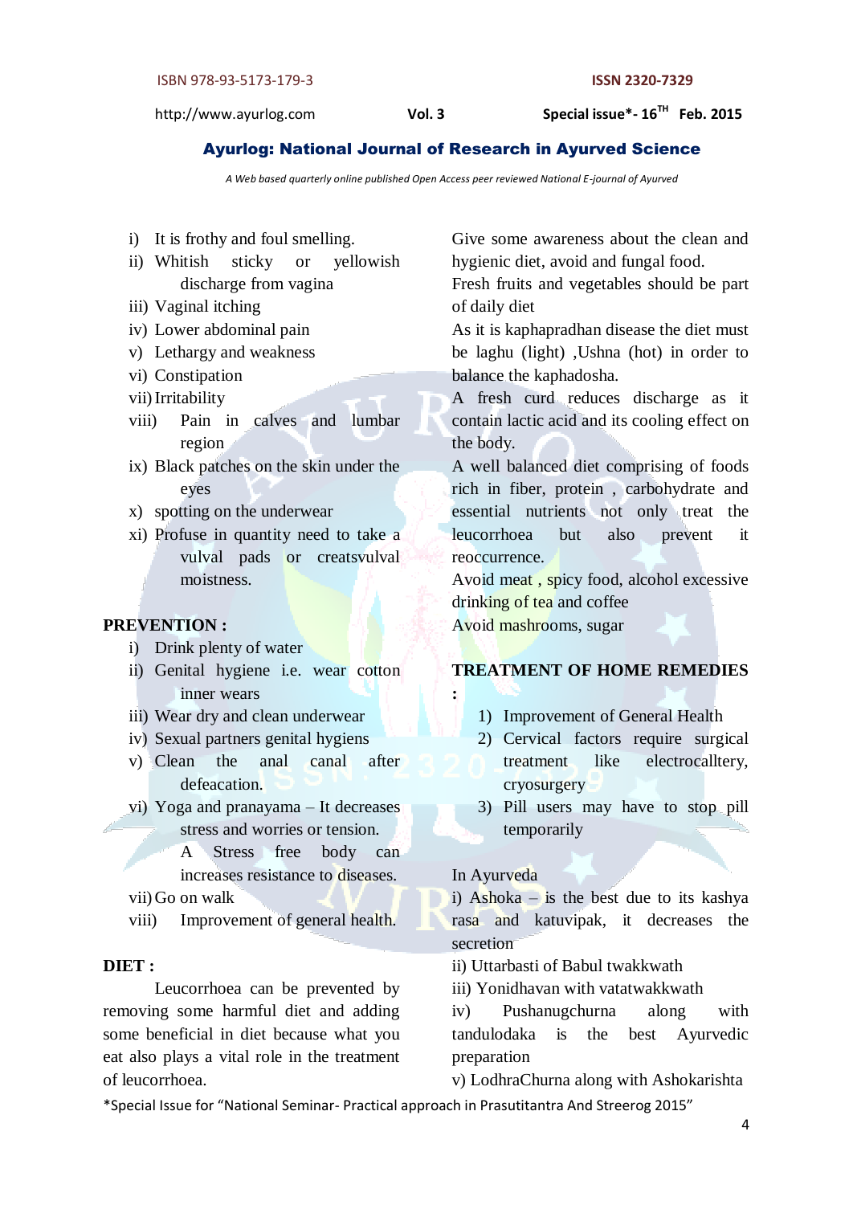i) It is frothy and foul smelling.
ii) Whitish sticky or yellowish discharge from vagina
iii) Vaginal itching
iv) Lower abdominal pain
v) Lethargy and weakness
vi) Constipation
vii) Irritability
viii) Pain in calves and lumbar region
ix) Black patches on the skin under the eyes
x) spotting on the underwear
xi) Profuse in quantity need to take a vulval pads or creatsvulval moistness.

**PREVENTION :**

i) Drink plenty of water
ii) Genital hygiene i.e. wear cotton inner wears
iii) Wear dry and clean underwear
iv) Sexual partners genital hygiens
v) Clean the anal canal after defeacation.
vi) Yoga and pranayama – It decreases stress and worries or tension. A Stress free body can increases resistance to diseases.
vii) Go on walk
viii) Improvement of general health.

**DIET :**

Leucorrhoea can be prevented by removing some harmful diet and adding some beneficial in diet because what you eat also plays a vital role in the treatment of leucorrhoea.

Give some awareness about the clean and hygienic diet, avoid and fungal food.

Fresh fruits and vegetables should be part of daily diet

As it is kaphapradhan disease the diet must be laghu (light) ,Ushna (hot) in order to balance the kaphadosha.

A fresh curd reduces discharge as it contain lactic acid and its cooling effect on the body.

A well balanced diet comprising of foods rich in fiber, protein , carbohydrate and essential nutrients not only treat the leucorrhoea but also prevent it reoccurrence.

Avoid meat , spicy food, alcohol excessive drinking of tea and coffee

Avoid mashrooms, sugar

**TREATMENT OF HOME REMEDIES :**

1) Improvement of General Health
2) Cervical factors require surgical treatment like electrocalltery, cryosurgery
3) Pill users may have to stop pill temporarily

In Ayurveda

i) Ashoka – is the best due to its kashya rasa and katuvipak, it decreases the secretion

ii) Uttarbasti of Babul twakkwath

iii) Yonidhavan with vatatwakkwath

iv) Pushanugchurna along with tandulodaka is the best Ayurvedic preparation

v) LodhraChurna along with Ashokarishta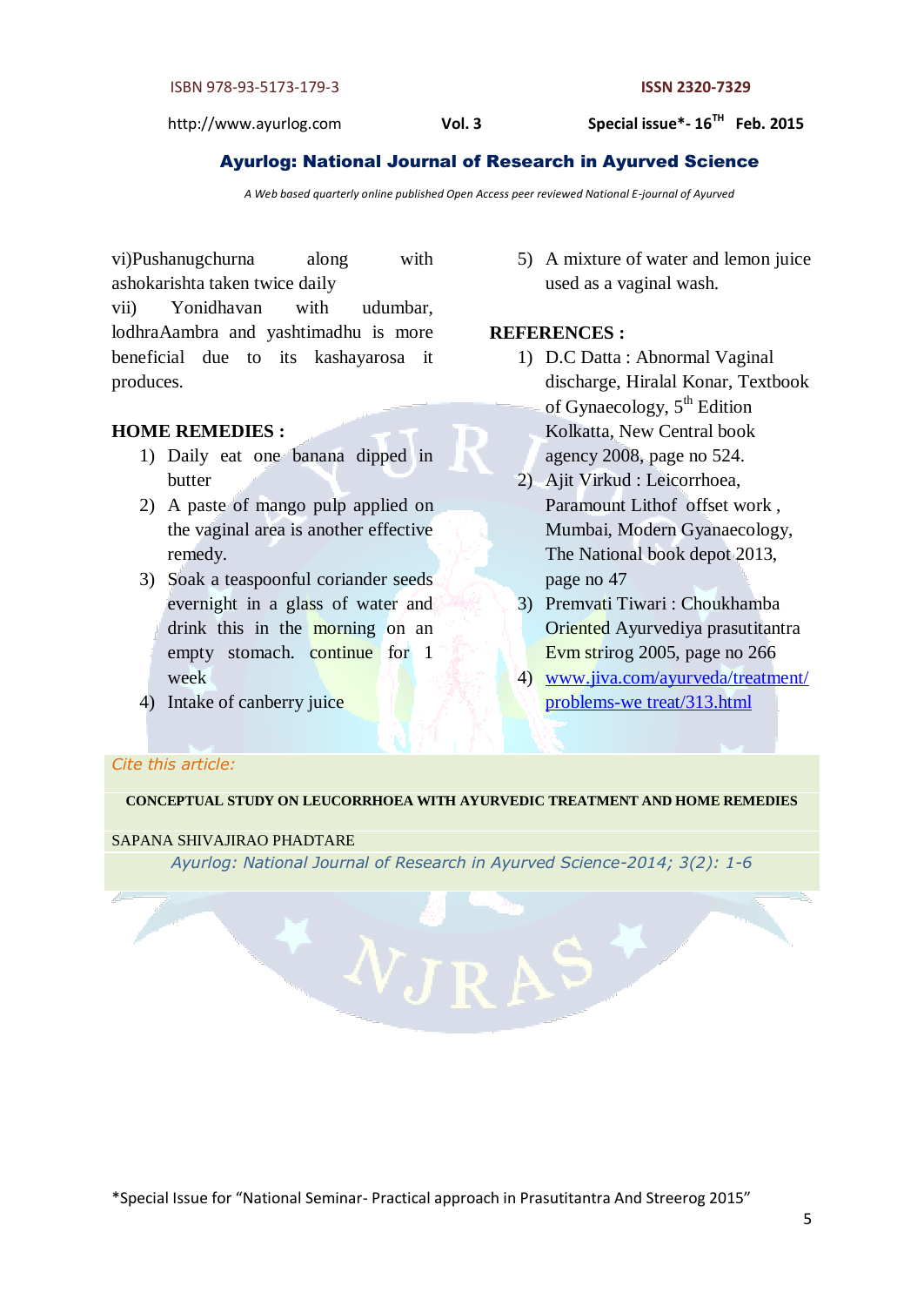vi)Pushanugchurna along with ashokarishta taken twice daily

vii) Yonidhavan with udumbar, lodhraAambra and yashtimadhu is more beneficial due to its kashayarosa it produces.

## HOME REMEDIES :

1) Daily eat one banana dipped in butter
2) A paste of mango pulp applied on the vaginal area is another effective remedy.
3) Soak a teaspoonful coriander seeds evernight in a glass of water and drink this in the morning on an empty stomach. continue for 1 week
4) Intake of canberry juice
5) A mixture of water and lemon juice used as a vaginal wash.

## REFERENCES :

1) D.C Datta : Abnormal Vaginal discharge, Hiralal Konar, Textbook of Gynaecology, 5th Edition Kolkatta, New Central book agency 2008, page no 524.
2) Ajit Virkud : Leicorrhoea, Paramount Lithof offset work , Mumbai, Modern Gyanaecology, The National book depot 2013, page no 47
3) Premvati Tiwari : Choukhamba Oriented Ayurvediya prasutitantra Evm strirog 2005, page no 266
4) [www.jiva.com/ayurveda/treatment/problems-we treat/313.html](www.jiva.com/ayurveda/treatment/problems-we treat/313.html)

*Cite this article:*

**CONCEPTUAL STUDY ON LEUCORRHOEA WITH AYURVEDIC TREATMENT AND HOME REMEDIES**

SAPANA SHIVAJIRAO PHADTARE

*Ayurlog: National Journal of Research in Ayurved Science-2014; 3(2): 1-6*

*Special Issue for “National Seminar- Practical approach in Prasutitantra And Streerog 2015”